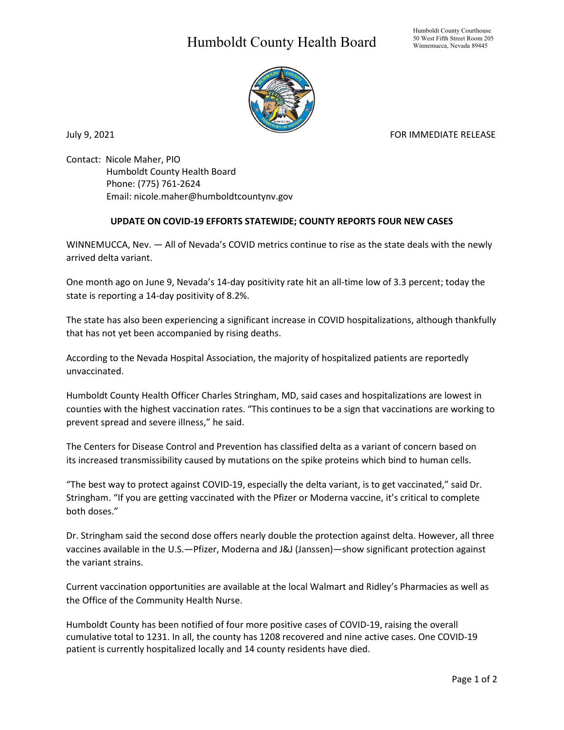# Humboldt County Health Board

Humboldt County Courthouse
50 West Fifth Street Room 205
Winnemucca, Nevada 89445

July 9, 2021

FOR IMMEDIATE RELEASE

Contact: Nicole Maher, PIO
Humboldt County Health Board
Phone: (775) 761-2624
Email: nicole.maher@humboldtcountynv.gov

**UPDATE ON COVID-19 EFFORTS STATEWIDE; COUNTY REPORTS FOUR NEW CASES**

WINNEMUCCA, Nev. — All of Nevada's COVID metrics continue to rise as the state deals with the newly arrived delta variant.

One month ago on June 9, Nevada's 14-day positivity rate hit an all-time low of 3.3 percent; today the state is reporting a 14-day positivity of 8.2%.

The state has also been experiencing a significant increase in COVID hospitalizations, although thankfully that has not yet been accompanied by rising deaths.

According to the Nevada Hospital Association, the majority of hospitalized patients are reportedly unvaccinated.

Humboldt County Health Officer Charles Stringham, MD, said cases and hospitalizations are lowest in counties with the highest vaccination rates. "This continues to be a sign that vaccinations are working to prevent spread and severe illness," he said.

The Centers for Disease Control and Prevention has classified delta as a variant of concern based on its increased transmissibility caused by mutations on the spike proteins which bind to human cells.

"The best way to protect against COVID-19, especially the delta variant, is to get vaccinated," said Dr. Stringham. "If you are getting vaccinated with the Pfizer or Moderna vaccine, it's critical to complete both doses."

Dr. Stringham said the second dose offers nearly double the protection against delta. However, all three vaccines available in the U.S.—Pfizer, Moderna and J&J (Janssen)—show significant protection against the variant strains.

Current vaccination opportunities are available at the local Walmart and Ridley's Pharmacies as well as the Office of the Community Health Nurse.

Humboldt County has been notified of four more positive cases of COVID-19, raising the overall cumulative total to 1231. In all, the county has 1208 recovered and nine active cases. One COVID-19 patient is currently hospitalized locally and 14 county residents have died.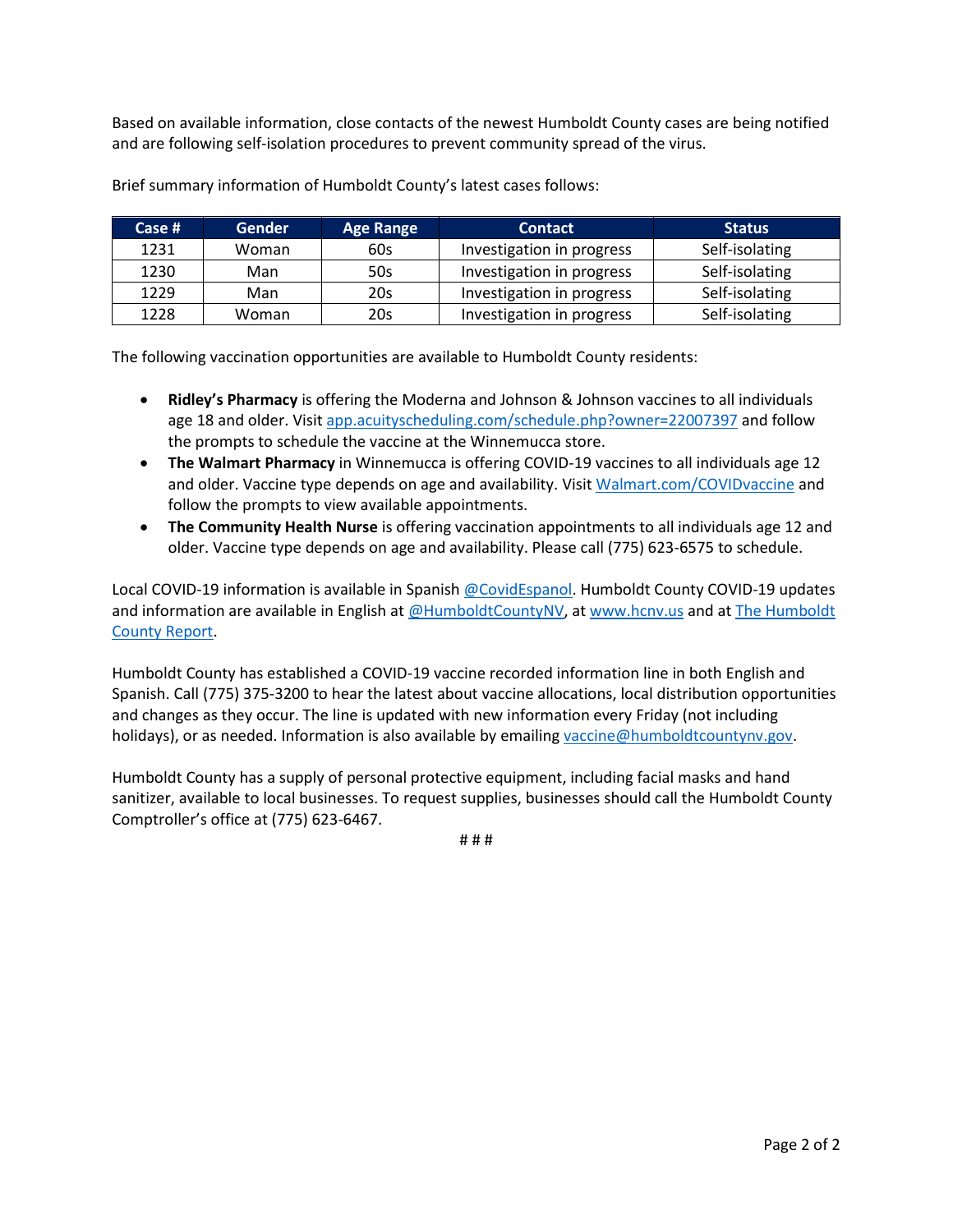Based on available information, close contacts of the newest Humboldt County cases are being notified and are following self-isolation procedures to prevent community spread of the virus.

Brief summary information of Humboldt County's latest cases follows:

| Case # | Gender | Age Range | Contact | Status |
|---|---|---|---|---|
| 1231 | Woman | 60s | Investigation in progress | Self-isolating |
| 1230 | Man | 50s | Investigation in progress | Self-isolating |
| 1229 | Man | 20s | Investigation in progress | Self-isolating |
| 1228 | Woman | 20s | Investigation in progress | Self-isolating |

The following vaccination opportunities are available to Humboldt County residents:

- **Ridley's Pharmacy** is offering the Moderna and Johnson & Johnson vaccines to all individuals age 18 and older. Visit app.acuityscheduling.com/schedule.php?owner=22007397 and follow the prompts to schedule the vaccine at the Winnemucca store.
- **The Walmart Pharmacy** in Winnemucca is offering COVID-19 vaccines to all individuals age 12 and older. Vaccine type depends on age and availability. Visit Walmart.com/COVIDvaccine and follow the prompts to view available appointments.
- **The Community Health Nurse** is offering vaccination appointments to all individuals age 12 and older. Vaccine type depends on age and availability. Please call (775) 623-6575 to schedule.

Local COVID-19 information is available in Spanish @CovidEspanol. Humboldt County COVID-19 updates and information are available in English at @HumboldtCountyNV, at www.hcnv.us and at The Humboldt County Report.

Humboldt County has established a COVID-19 vaccine recorded information line in both English and Spanish. Call (775) 375-3200 to hear the latest about vaccine allocations, local distribution opportunities and changes as they occur. The line is updated with new information every Friday (not including holidays), or as needed. Information is also available by emailing vaccine@humboldtcountynv.gov.

Humboldt County has a supply of personal protective equipment, including facial masks and hand sanitizer, available to local businesses. To request supplies, businesses should call the Humboldt County Comptroller's office at (775) 623-6467.

# # #